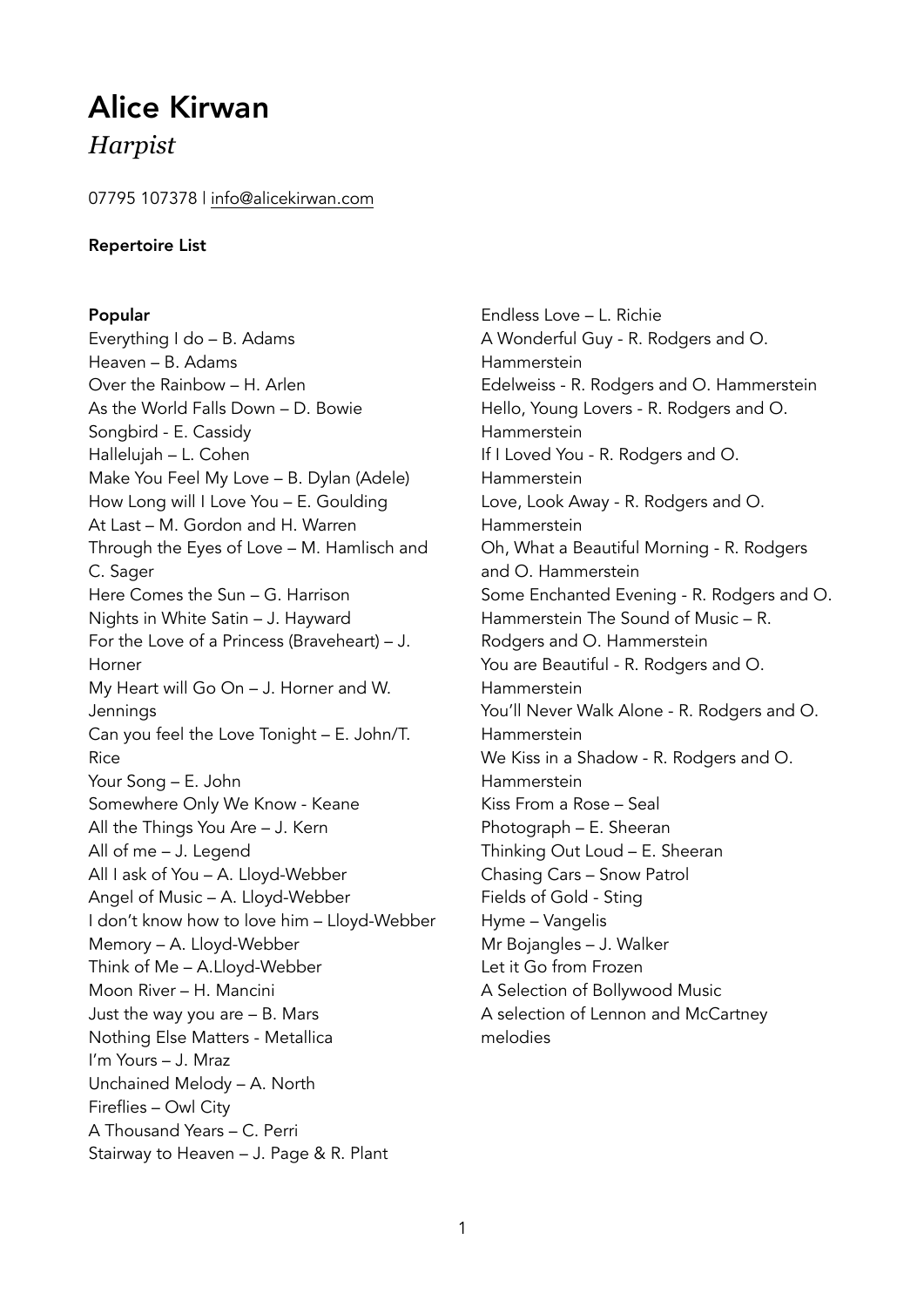# Alice Kirwan

## *Harpist*

07795 107378 | info@alicekirwan.com

**Repertoire List**

**Popular**

Everything I do – B. Adams
Heaven – B. Adams
Over the Rainbow – H. Arlen
As the World Falls Down – D. Bowie
Songbird - E. Cassidy
Hallelujah – L. Cohen
Make You Feel My Love – B. Dylan (Adele)
How Long will I Love You – E. Goulding
At Last – M. Gordon and H. Warren
Through the Eyes of Love – M. Hamlisch and C. Sager
Here Comes the Sun – G. Harrison
Nights in White Satin – J. Hayward
For the Love of a Princess (Braveheart) – J. Horner
My Heart will Go On – J. Horner and W. Jennings
Can you feel the Love Tonight – E. John/T. Rice
Your Song – E. John
Somewhere Only We Know - Keane
All the Things You Are – J. Kern
All of me – J. Legend
All I ask of You – A. Lloyd-Webber
Angel of Music – A. Lloyd-Webber
I don't know how to love him – Lloyd-Webber
Memory – A. Lloyd-Webber
Think of Me – A.Lloyd-Webber
Moon River – H. Mancini
Just the way you are – B. Mars
Nothing Else Matters - Metallica
I'm Yours – J. Mraz
Unchained Melody – A. North
Fireflies – Owl City
A Thousand Years – C. Perri
Stairway to Heaven – J. Page & R. Plant
Endless Love – L. Richie
A Wonderful Guy - R. Rodgers and O. Hammerstein
Edelweiss - R. Rodgers and O. Hammerstein
Hello, Young Lovers - R. Rodgers and O. Hammerstein
If I Loved You - R. Rodgers and O. Hammerstein
Love, Look Away - R. Rodgers and O. Hammerstein
Oh, What a Beautiful Morning - R. Rodgers and O. Hammerstein
Some Enchanted Evening - R. Rodgers and O. Hammerstein The Sound of Music – R. Rodgers and O. Hammerstein
You are Beautiful - R. Rodgers and O. Hammerstein
You'll Never Walk Alone - R. Rodgers and O. Hammerstein
We Kiss in a Shadow - R. Rodgers and O. Hammerstein
Kiss From a Rose – Seal
Photograph – E. Sheeran
Thinking Out Loud – E. Sheeran
Chasing Cars – Snow Patrol
Fields of Gold - Sting
Hyme – Vangelis
Mr Bojangles – J. Walker
Let it Go from Frozen
A Selection of Bollywood Music
A selection of Lennon and McCartney melodies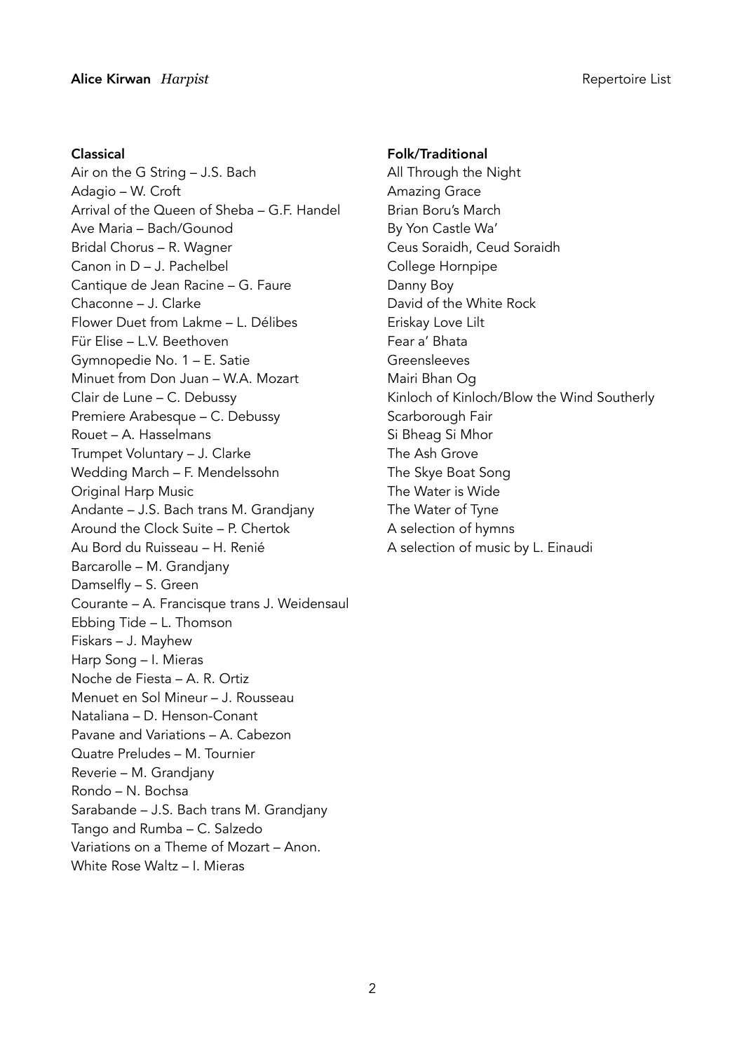**Alice Kirwan** *Harpist* — Repertoire List

**Classical**

Air on the G String – J.S. Bach
Adagio – W. Croft
Arrival of the Queen of Sheba – G.F. Handel
Ave Maria – Bach/Gounod
Bridal Chorus – R. Wagner
Canon in D – J. Pachelbel
Cantique de Jean Racine – G. Faure
Chaconne – J. Clarke
Flower Duet from Lakme – L. Délibes
Für Elise – L.V. Beethoven
Gymnopedie No. 1 – E. Satie
Minuet from Don Juan – W.A. Mozart
Clair de Lune – C. Debussy
Premiere Arabesque – C. Debussy
Rouet – A. Hasselmans
Trumpet Voluntary – J. Clarke
Wedding March – F. Mendelssohn

**Original Harp Music**

Andante – J.S. Bach trans M. Grandjany
Around the Clock Suite – P. Chertok
Au Bord du Ruisseau – H. Renié
Barcarolle – M. Grandjany
Damselfly – S. Green
Courante – A. Francisque trans J. Weidensaul
Ebbing Tide – L. Thomson
Fiskars – J. Mayhew
Harp Song – I. Mieras
Noche de Fiesta – A. R. Ortiz
Menuet en Sol Mineur – J. Rousseau
Nataliana – D. Henson-Conant
Pavane and Variations – A. Cabezon
Quatre Preludes – M. Tournier
Reverie – M. Grandjany
Rondo – N. Bochsa
Sarabande – J.S. Bach trans M. Grandjany
Tango and Rumba – C. Salzedo
Variations on a Theme of Mozart – Anon.
White Rose Waltz – I. Mieras

**Folk/Traditional**

All Through the Night
Amazing Grace
Brian Boru's March
By Yon Castle Wa'
Ceus Soraidh, Ceud Soraidh
College Hornpipe
Danny Boy
David of the White Rock
Eriskay Love Lilt
Fear a' Bhata
Greensleeves
Mairi Bhan Og
Kinloch of Kinloch/Blow the Wind Southerly
Scarborough Fair
Si Bheag Si Mhor
The Ash Grove
The Skye Boat Song
The Water is Wide
The Water of Tyne
A selection of hymns
A selection of music by L. Einaudi